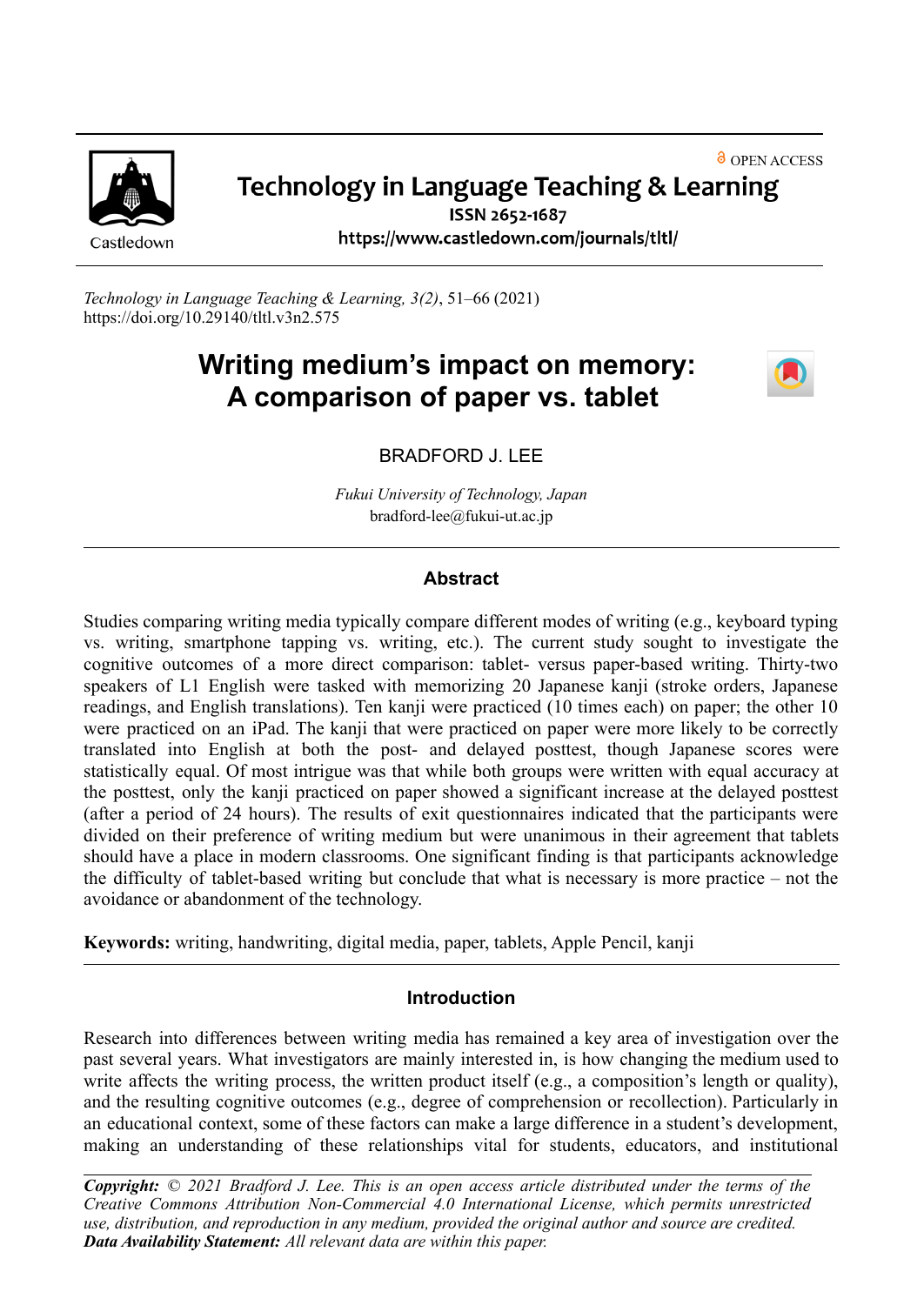OPEN ACCESS

# Technology in Language Teaching & Learning

**ISSN 2652-1687**

**https://www.castledown.com/journals/tltl/**

*Technology in Language Teaching & Learning, 3(2)*, 51–66 (2021)
https://doi.org/10.29140/tltl.v3n2.575

# Writing medium's impact on memory: A comparison of paper vs. tablet

BRADFORD J. LEE

*Fukui University of Technology, Japan*
bradford-lee@fukui-ut.ac.jp

## Abstract

Studies comparing writing media typically compare different modes of writing (e.g., keyboard typing vs. writing, smartphone tapping vs. writing, etc.). The current study sought to investigate the cognitive outcomes of a more direct comparison: tablet- versus paper-based writing. Thirty-two speakers of L1 English were tasked with memorizing 20 Japanese kanji (stroke orders, Japanese readings, and English translations). Ten kanji were practiced (10 times each) on paper; the other 10 were practiced on an iPad. The kanji that were practiced on paper were more likely to be correctly translated into English at both the post- and delayed posttest, though Japanese scores were statistically equal. Of most intrigue was that while both groups were written with equal accuracy at the posttest, only the kanji practiced on paper showed a significant increase at the delayed posttest (after a period of 24 hours). The results of exit questionnaires indicated that the participants were divided on their preference of writing medium but were unanimous in their agreement that tablets should have a place in modern classrooms. One significant finding is that participants acknowledge the difficulty of tablet-based writing but conclude that what is necessary is more practice – not the avoidance or abandonment of the technology.

**Keywords:** writing, handwriting, digital media, paper, tablets, Apple Pencil, kanji

## Introduction

Research into differences between writing media has remained a key area of investigation over the past several years. What investigators are mainly interested in, is how changing the medium used to write affects the writing process, the written product itself (e.g., a composition's length or quality), and the resulting cognitive outcomes (e.g., degree of comprehension or recollection). Particularly in an educational context, some of these factors can make a large difference in a student's development, making an understanding of these relationships vital for students, educators, and institutional

***Copyright:*** *© 2021 Bradford J. Lee. This is an open access article distributed under the terms of the Creative Commons Attribution Non-Commercial 4.0 International License, which permits unrestricted use, distribution, and reproduction in any medium, provided the original author and source are credited.*
***Data Availability Statement:*** *All relevant data are within this paper.*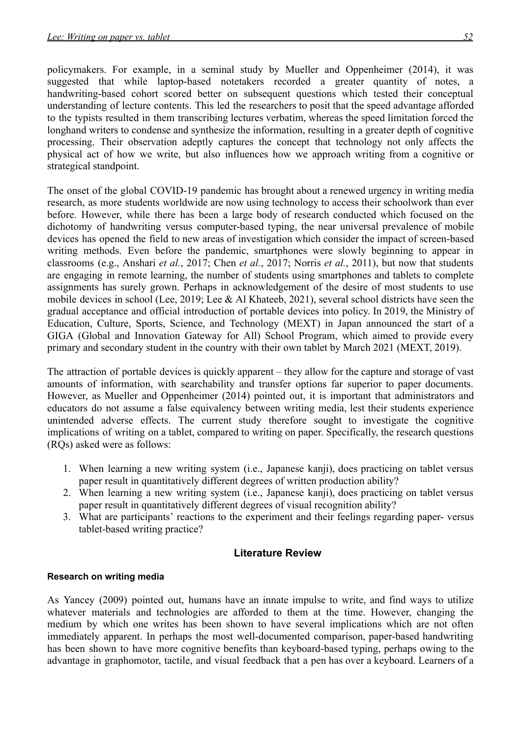policymakers. For example, in a seminal study by Mueller and Oppenheimer (2014), it was suggested that while laptop-based notetakers recorded a greater quantity of notes, a handwriting-based cohort scored better on subsequent questions which tested their conceptual understanding of lecture contents. This led the researchers to posit that the speed advantage afforded to the typists resulted in them transcribing lectures verbatim, whereas the speed limitation forced the longhand writers to condense and synthesize the information, resulting in a greater depth of cognitive processing. Their observation adeptly captures the concept that technology not only affects the physical act of how we write, but also influences how we approach writing from a cognitive or strategical standpoint.

The onset of the global COVID-19 pandemic has brought about a renewed urgency in writing media research, as more students worldwide are now using technology to access their schoolwork than ever before. However, while there has been a large body of research conducted which focused on the dichotomy of handwriting versus computer-based typing, the near universal prevalence of mobile devices has opened the field to new areas of investigation which consider the impact of screen-based writing methods. Even before the pandemic, smartphones were slowly beginning to appear in classrooms (e.g., Anshari *et al.*, 2017; Chen *et al.*, 2017; Norris *et al.*, 2011), but now that students are engaging in remote learning, the number of students using smartphones and tablets to complete assignments has surely grown. Perhaps in acknowledgement of the desire of most students to use mobile devices in school (Lee, 2019; Lee & Al Khateeb, 2021), several school districts have seen the gradual acceptance and official introduction of portable devices into policy. In 2019, the Ministry of Education, Culture, Sports, Science, and Technology (MEXT) in Japan announced the start of a GIGA (Global and Innovation Gateway for All) School Program, which aimed to provide every primary and secondary student in the country with their own tablet by March 2021 (MEXT, 2019).

The attraction of portable devices is quickly apparent – they allow for the capture and storage of vast amounts of information, with searchability and transfer options far superior to paper documents. However, as Mueller and Oppenheimer (2014) pointed out, it is important that administrators and educators do not assume a false equivalency between writing media, lest their students experience unintended adverse effects. The current study therefore sought to investigate the cognitive implications of writing on a tablet, compared to writing on paper. Specifically, the research questions (RQs) asked were as follows:

1. When learning a new writing system (i.e., Japanese kanji), does practicing on tablet versus paper result in quantitatively different degrees of written production ability?
2. When learning a new writing system (i.e., Japanese kanji), does practicing on tablet versus paper result in quantitatively different degrees of visual recognition ability?
3. What are participants' reactions to the experiment and their feelings regarding paper- versus tablet-based writing practice?

## Literature Review

#### Research on writing media

As Yancey (2009) pointed out, humans have an innate impulse to write, and find ways to utilize whatever materials and technologies are afforded to them at the time. However, changing the medium by which one writes has been shown to have several implications which are not often immediately apparent. In perhaps the most well-documented comparison, paper-based handwriting has been shown to have more cognitive benefits than keyboard-based typing, perhaps owing to the advantage in graphomotor, tactile, and visual feedback that a pen has over a keyboard. Learners of a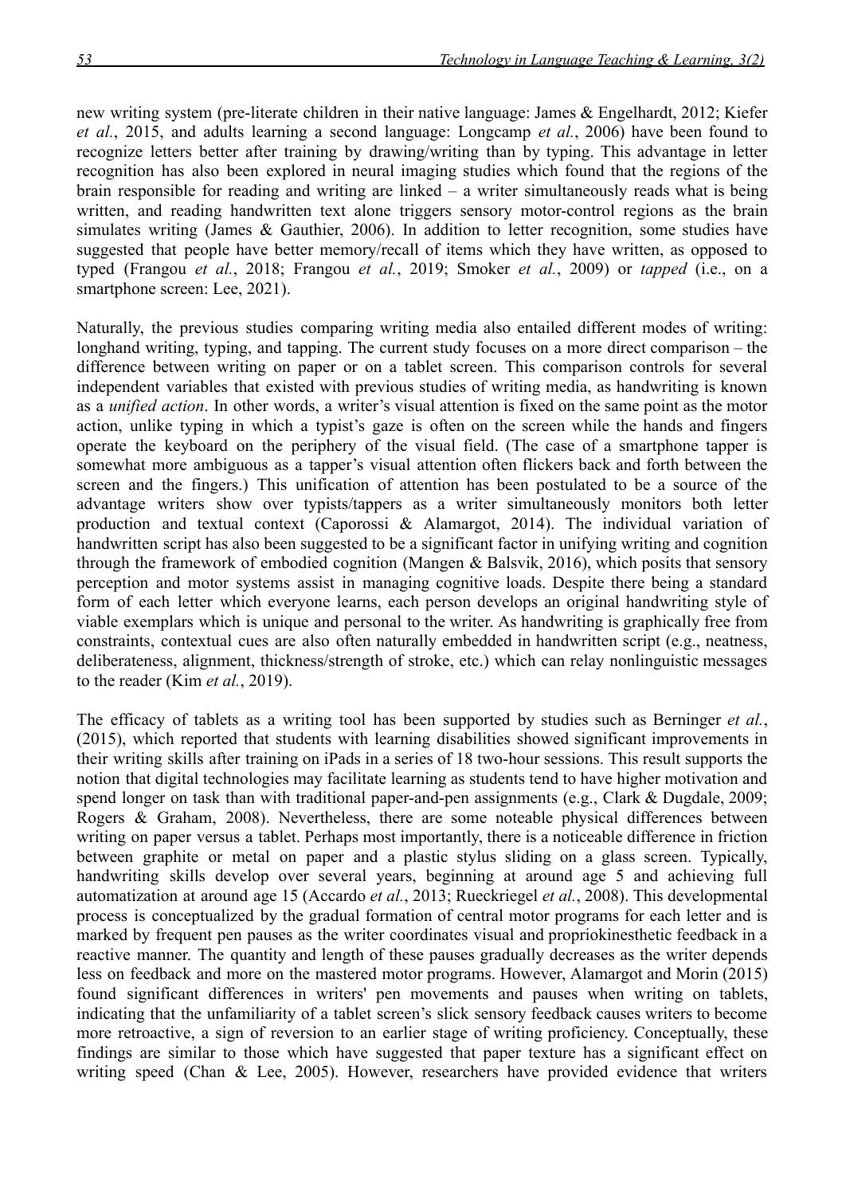new writing system (pre-literate children in their native language: James & Engelhardt, 2012; Kiefer *et al.*, 2015, and adults learning a second language: Longcamp *et al.*, 2006) have been found to recognize letters better after training by drawing/writing than by typing. This advantage in letter recognition has also been explored in neural imaging studies which found that the regions of the brain responsible for reading and writing are linked – a writer simultaneously reads what is being written, and reading handwritten text alone triggers sensory motor-control regions as the brain simulates writing (James & Gauthier, 2006). In addition to letter recognition, some studies have suggested that people have better memory/recall of items which they have written, as opposed to typed (Frangou *et al.*, 2018; Frangou *et al.*, 2019; Smoker *et al.*, 2009) or *tapped* (i.e., on a smartphone screen: Lee, 2021).

Naturally, the previous studies comparing writing media also entailed different modes of writing: longhand writing, typing, and tapping. The current study focuses on a more direct comparison – the difference between writing on paper or on a tablet screen. This comparison controls for several independent variables that existed with previous studies of writing media, as handwriting is known as a *unified action*. In other words, a writer's visual attention is fixed on the same point as the motor action, unlike typing in which a typist's gaze is often on the screen while the hands and fingers operate the keyboard on the periphery of the visual field. (The case of a smartphone tapper is somewhat more ambiguous as a tapper's visual attention often flickers back and forth between the screen and the fingers.) This unification of attention has been postulated to be a source of the advantage writers show over typists/tappers as a writer simultaneously monitors both letter production and textual context (Caporossi & Alamargot, 2014). The individual variation of handwritten script has also been suggested to be a significant factor in unifying writing and cognition through the framework of embodied cognition (Mangen & Balsvik, 2016), which posits that sensory perception and motor systems assist in managing cognitive loads. Despite there being a standard form of each letter which everyone learns, each person develops an original handwriting style of viable exemplars which is unique and personal to the writer. As handwriting is graphically free from constraints, contextual cues are also often naturally embedded in handwritten script (e.g., neatness, deliberateness, alignment, thickness/strength of stroke, etc.) which can relay nonlinguistic messages to the reader (Kim *et al.*, 2019).

The efficacy of tablets as a writing tool has been supported by studies such as Berninger *et al.*, (2015), which reported that students with learning disabilities showed significant improvements in their writing skills after training on iPads in a series of 18 two-hour sessions. This result supports the notion that digital technologies may facilitate learning as students tend to have higher motivation and spend longer on task than with traditional paper-and-pen assignments (e.g., Clark & Dugdale, 2009; Rogers & Graham, 2008). Nevertheless, there are some noteable physical differences between writing on paper versus a tablet. Perhaps most importantly, there is a noticeable difference in friction between graphite or metal on paper and a plastic stylus sliding on a glass screen. Typically, handwriting skills develop over several years, beginning at around age 5 and achieving full automatization at around age 15 (Accardo *et al.*, 2013; Rueckriegel *et al.*, 2008). This developmental process is conceptualized by the gradual formation of central motor programs for each letter and is marked by frequent pen pauses as the writer coordinates visual and propriokinesthetic feedback in a reactive manner. The quantity and length of these pauses gradually decreases as the writer depends less on feedback and more on the mastered motor programs. However, Alamargot and Morin (2015) found significant differences in writers' pen movements and pauses when writing on tablets, indicating that the unfamiliarity of a tablet screen's slick sensory feedback causes writers to become more retroactive, a sign of reversion to an earlier stage of writing proficiency. Conceptually, these findings are similar to those which have suggested that paper texture has a significant effect on writing speed (Chan & Lee, 2005). However, researchers have provided evidence that writers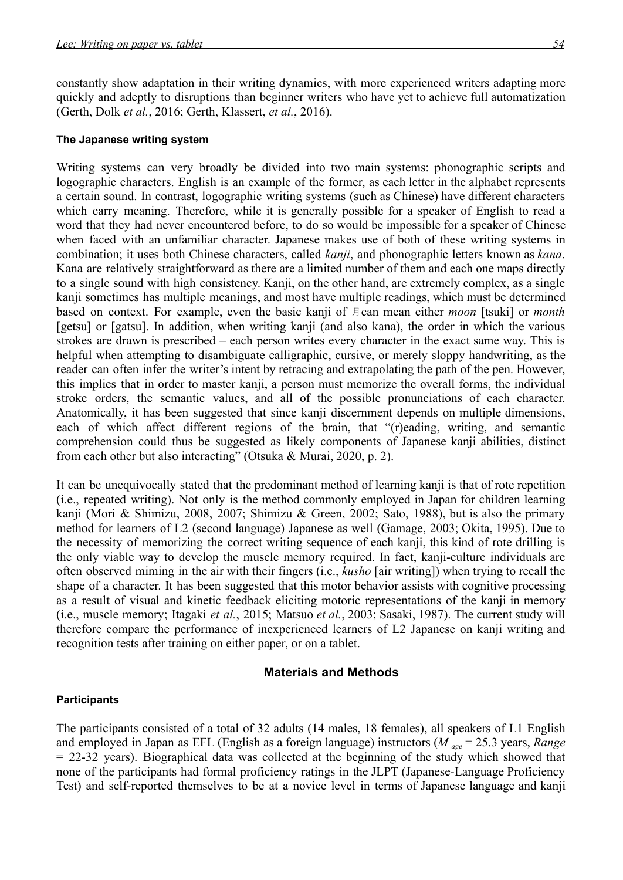constantly show adaptation in their writing dynamics, with more experienced writers adapting more quickly and adeptly to disruptions than beginner writers who have yet to achieve full automatization (Gerth, Dolk *et al.*, 2016; Gerth, Klassert, *et al.*, 2016).

#### The Japanese writing system

Writing systems can very broadly be divided into two main systems: phonographic scripts and logographic characters. English is an example of the former, as each letter in the alphabet represents a certain sound. In contrast, logographic writing systems (such as Chinese) have different characters which carry meaning. Therefore, while it is generally possible for a speaker of English to read a word that they had never encountered before, to do so would be impossible for a speaker of Chinese when faced with an unfamiliar character. Japanese makes use of both of these writing systems in combination; it uses both Chinese characters, called *kanji*, and phonographic letters known as *kana*. Kana are relatively straightforward as there are a limited number of them and each one maps directly to a single sound with high consistency. Kanji, on the other hand, are extremely complex, as a single kanji sometimes has multiple meanings, and most have multiple readings, which must be determined based on context. For example, even the basic kanji of 月can mean either *moon* [tsuki] or *month* [getsu] or [gatsu]. In addition, when writing kanji (and also kana), the order in which the various strokes are drawn is prescribed – each person writes every character in the exact same way. This is helpful when attempting to disambiguate calligraphic, cursive, or merely sloppy handwriting, as the reader can often infer the writer's intent by retracing and extrapolating the path of the pen. However, this implies that in order to master kanji, a person must memorize the overall forms, the individual stroke orders, the semantic values, and all of the possible pronunciations of each character. Anatomically, it has been suggested that since kanji discernment depends on multiple dimensions, each of which affect different regions of the brain, that "(r)eading, writing, and semantic comprehension could thus be suggested as likely components of Japanese kanji abilities, distinct from each other but also interacting" (Otsuka & Murai, 2020, p. 2).

It can be unequivocally stated that the predominant method of learning kanji is that of rote repetition (i.e., repeated writing). Not only is the method commonly employed in Japan for children learning kanji (Mori & Shimizu, 2008, 2007; Shimizu & Green, 2002; Sato, 1988), but is also the primary method for learners of L2 (second language) Japanese as well (Gamage, 2003; Okita, 1995). Due to the necessity of memorizing the correct writing sequence of each kanji, this kind of rote drilling is the only viable way to develop the muscle memory required. In fact, kanji-culture individuals are often observed miming in the air with their fingers (i.e., *kusho* [air writing]) when trying to recall the shape of a character. It has been suggested that this motor behavior assists with cognitive processing as a result of visual and kinetic feedback eliciting motoric representations of the kanji in memory (i.e., muscle memory; Itagaki *et al.*, 2015; Matsuo *et al.*, 2003; Sasaki, 1987). The current study will therefore compare the performance of inexperienced learners of L2 Japanese on kanji writing and recognition tests after training on either paper, or on a tablet.

## Materials and Methods

#### Participants

The participants consisted of a total of 32 adults (14 males, 18 females), all speakers of L1 English and employed in Japan as EFL (English as a foreign language) instructors ($M_{age}$ = 25.3 years, *Range* = 22-32 years). Biographical data was collected at the beginning of the study which showed that none of the participants had formal proficiency ratings in the JLPT (Japanese-Language Proficiency Test) and self-reported themselves to be at a novice level in terms of Japanese language and kanji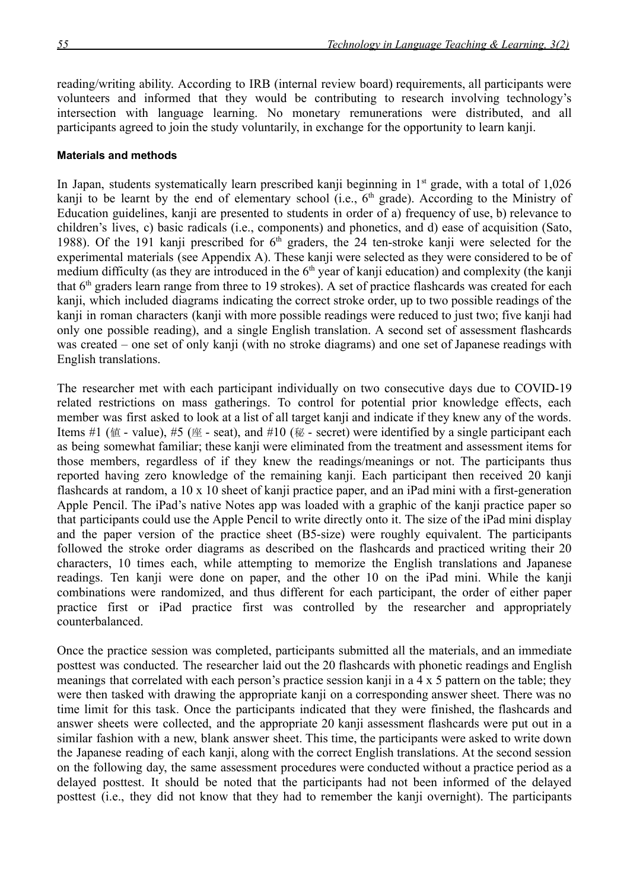reading/writing ability. According to IRB (internal review board) requirements, all participants were volunteers and informed that they would be contributing to research involving technology's intersection with language learning. No monetary remunerations were distributed, and all participants agreed to join the study voluntarily, in exchange for the opportunity to learn kanji.

#### Materials and methods

In Japan, students systematically learn prescribed kanji beginning in 1st grade, with a total of 1,026 kanji to be learnt by the end of elementary school (i.e., 6th grade). According to the Ministry of Education guidelines, kanji are presented to students in order of a) frequency of use, b) relevance to children's lives, c) basic radicals (i.e., components) and phonetics, and d) ease of acquisition (Sato, 1988). Of the 191 kanji prescribed for 6th graders, the 24 ten-stroke kanji were selected for the experimental materials (see Appendix A). These kanji were selected as they were considered to be of medium difficulty (as they are introduced in the 6th year of kanji education) and complexity (the kanji that 6th graders learn range from three to 19 strokes). A set of practice flashcards was created for each kanji, which included diagrams indicating the correct stroke order, up to two possible readings of the kanji in roman characters (kanji with more possible readings were reduced to just two; five kanji had only one possible reading), and a single English translation. A second set of assessment flashcards was created – one set of only kanji (with no stroke diagrams) and one set of Japanese readings with English translations.

The researcher met with each participant individually on two consecutive days due to COVID-19 related restrictions on mass gatherings. To control for potential prior knowledge effects, each member was first asked to look at a list of all target kanji and indicate if they knew any of the words. Items #1 (値 - value), #5 (座 - seat), and #10 (秘 - secret) were identified by a single participant each as being somewhat familiar; these kanji were eliminated from the treatment and assessment items for those members, regardless of if they knew the readings/meanings or not. The participants thus reported having zero knowledge of the remaining kanji. Each participant then received 20 kanji flashcards at random, a 10 x 10 sheet of kanji practice paper, and an iPad mini with a first-generation Apple Pencil. The iPad's native Notes app was loaded with a graphic of the kanji practice paper so that participants could use the Apple Pencil to write directly onto it. The size of the iPad mini display and the paper version of the practice sheet (B5-size) were roughly equivalent. The participants followed the stroke order diagrams as described on the flashcards and practiced writing their 20 characters, 10 times each, while attempting to memorize the English translations and Japanese readings. Ten kanji were done on paper, and the other 10 on the iPad mini. While the kanji combinations were randomized, and thus different for each participant, the order of either paper practice first or iPad practice first was controlled by the researcher and appropriately counterbalanced.

Once the practice session was completed, participants submitted all the materials, and an immediate posttest was conducted. The researcher laid out the 20 flashcards with phonetic readings and English meanings that correlated with each person's practice session kanji in a 4 x 5 pattern on the table; they were then tasked with drawing the appropriate kanji on a corresponding answer sheet. There was no time limit for this task. Once the participants indicated that they were finished, the flashcards and answer sheets were collected, and the appropriate 20 kanji assessment flashcards were put out in a similar fashion with a new, blank answer sheet. This time, the participants were asked to write down the Japanese reading of each kanji, along with the correct English translations. At the second session on the following day, the same assessment procedures were conducted without a practice period as a delayed posttest. It should be noted that the participants had not been informed of the delayed posttest (i.e., they did not know that they had to remember the kanji overnight). The participants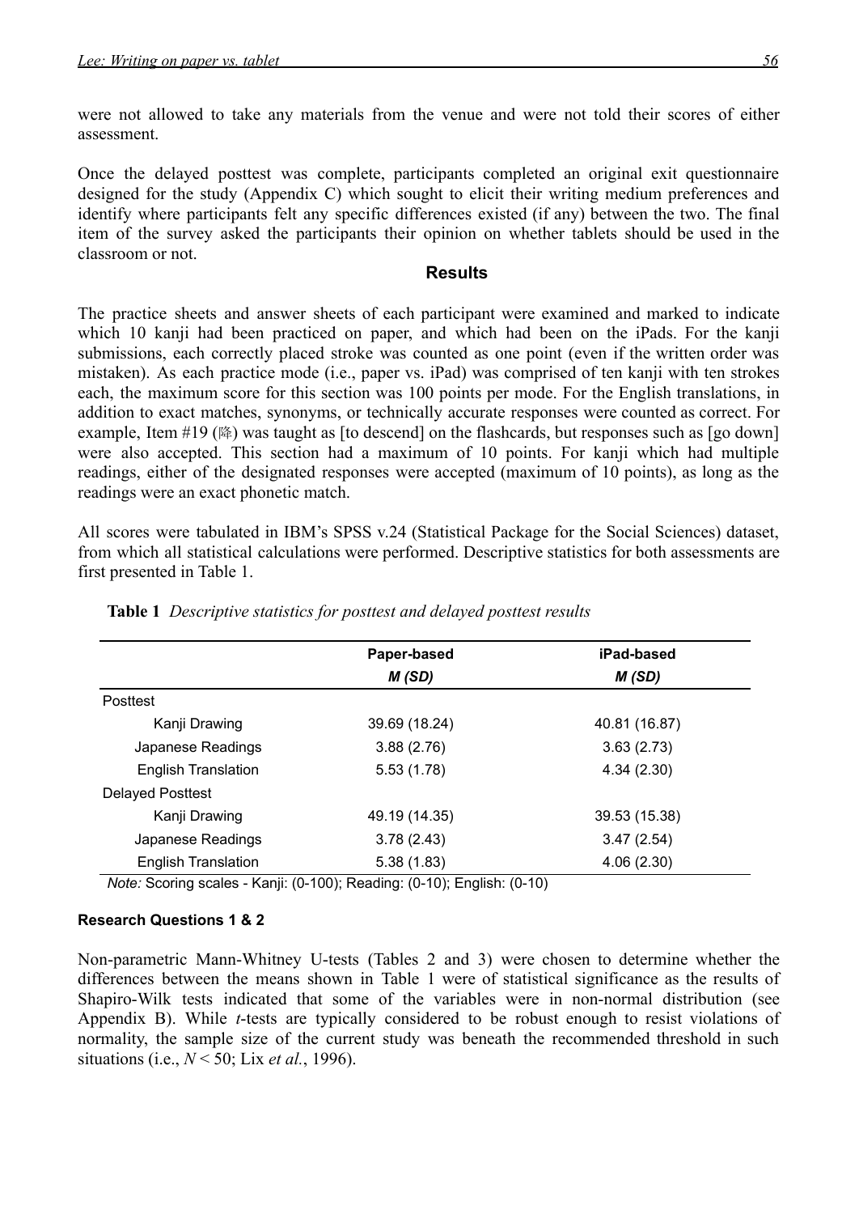were not allowed to take any materials from the venue and were not told their scores of either assessment.

Once the delayed posttest was complete, participants completed an original exit questionnaire designed for the study (Appendix C) which sought to elicit their writing medium preferences and identify where participants felt any specific differences existed (if any) between the two. The final item of the survey asked the participants their opinion on whether tablets should be used in the classroom or not.

## Results

The practice sheets and answer sheets of each participant were examined and marked to indicate which 10 kanji had been practiced on paper, and which had been on the iPads. For the kanji submissions, each correctly placed stroke was counted as one point (even if the written order was mistaken). As each practice mode (i.e., paper vs. iPad) was comprised of ten kanji with ten strokes each, the maximum score for this section was 100 points per mode. For the English translations, in addition to exact matches, synonyms, or technically accurate responses were counted as correct. For example, Item #19 (降) was taught as [to descend] on the flashcards, but responses such as [go down] were also accepted. This section had a maximum of 10 points. For kanji which had multiple readings, either of the designated responses were accepted (maximum of 10 points), as long as the readings were an exact phonetic match.

All scores were tabulated in IBM's SPSS v.24 (Statistical Package for the Social Sciences) dataset, from which all statistical calculations were performed. Descriptive statistics for both assessments are first presented in Table 1.

**Table 1** *Descriptive statistics for posttest and delayed posttest results*

| | Paper-based *M (SD)* | iPad-based *M (SD)* |
|---|---|---|
| Posttest | | |
| Kanji Drawing | 39.69 (18.24) | 40.81 (16.87) |
| Japanese Readings | 3.88 (2.76) | 3.63 (2.73) |
| English Translation | 5.53 (1.78) | 4.34 (2.30) |
| Delayed Posttest | | |
| Kanji Drawing | 49.19 (14.35) | 39.53 (15.38) |
| Japanese Readings | 3.78 (2.43) | 3.47 (2.54) |
| English Translation | 5.38 (1.83) | 4.06 (2.30) |

*Note:* Scoring scales - Kanji: (0-100); Reading: (0-10); English: (0-10)

#### Research Questions 1 & 2

Non-parametric Mann-Whitney U-tests (Tables 2 and 3) were chosen to determine whether the differences between the means shown in Table 1 were of statistical significance as the results of Shapiro-Wilk tests indicated that some of the variables were in non-normal distribution (see Appendix B). While *t*-tests are typically considered to be robust enough to resist violations of normality, the sample size of the current study was beneath the recommended threshold in such situations (i.e., $N < 50$; Lix *et al.*, 1996).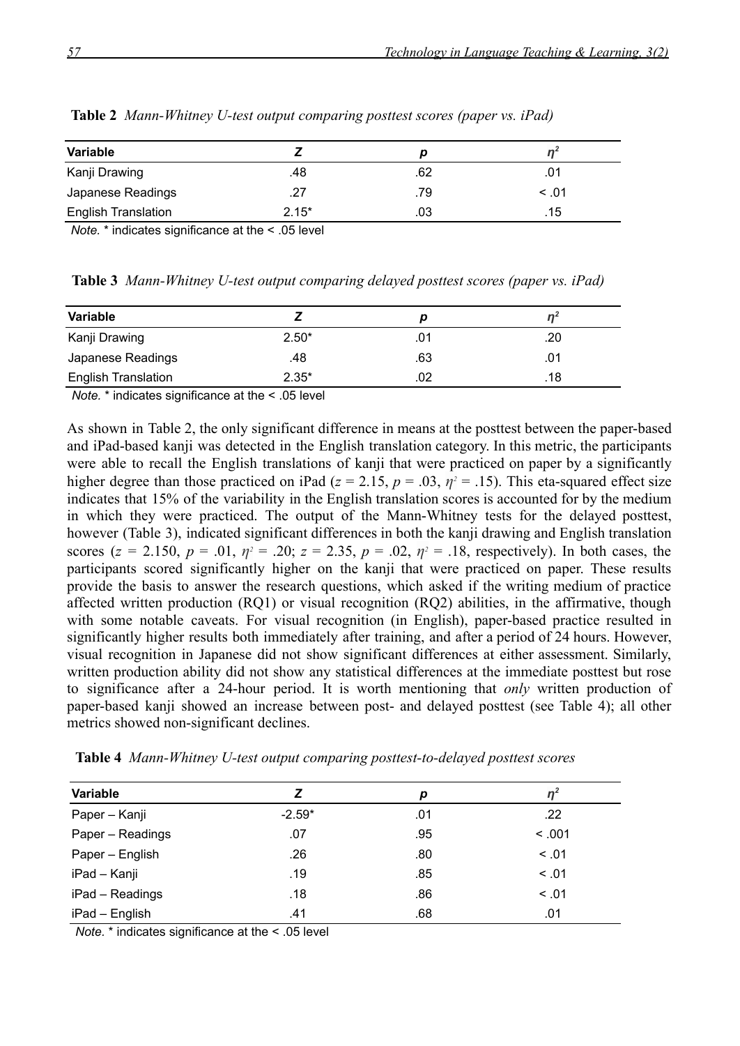**Table 2** *Mann-Whitney U-test output comparing posttest scores (paper vs. iPad)*

| Variable | Z | p | $\eta^2$ |
|---|---|---|---|
| Kanji Drawing | .48 | .62 | .01 |
| Japanese Readings | .27 | .79 | < .01 |
| English Translation | 2.15* | .03 | .15 |

*Note.* * indicates significance at the < .05 level

**Table 3** *Mann-Whitney U-test output comparing delayed posttest scores (paper vs. iPad)*

| Variable | Z | p | $\eta^2$ |
|---|---|---|---|
| Kanji Drawing | 2.50* | .01 | .20 |
| Japanese Readings | .48 | .63 | .01 |
| English Translation | 2.35* | .02 | .18 |

*Note.* * indicates significance at the < .05 level

As shown in Table 2, the only significant difference in means at the posttest between the paper-based and iPad-based kanji was detected in the English translation category. In this metric, the participants were able to recall the English translations of kanji that were practiced on paper by a significantly higher degree than those practiced on iPad ($z = 2.15$, $p = .03$, $\eta^2 = .15$). This eta-squared effect size indicates that 15% of the variability in the English translation scores is accounted for by the medium in which they were practiced. The output of the Mann-Whitney tests for the delayed posttest, however (Table 3), indicated significant differences in both the kanji drawing and English translation scores ($z = 2.150$, $p = .01$, $\eta^2 = .20$; $z = 2.35$, $p = .02$, $\eta^2 = .18$, respectively). In both cases, the participants scored significantly higher on the kanji that were practiced on paper. These results provide the basis to answer the research questions, which asked if the writing medium of practice affected written production (RQ1) or visual recognition (RQ2) abilities, in the affirmative, though with some notable caveats. For visual recognition (in English), paper-based practice resulted in significantly higher results both immediately after training, and after a period of 24 hours. However, visual recognition in Japanese did not show significant differences at either assessment. Similarly, written production ability did not show any statistical differences at the immediate posttest but rose to significance after a 24-hour period. It is worth mentioning that *only* written production of paper-based kanji showed an increase between post- and delayed posttest (see Table 4); all other metrics showed non-significant declines.

**Table 4** *Mann-Whitney U-test output comparing posttest-to-delayed posttest scores*

| Variable | Z | p | $\eta^2$ |
|---|---|---|---|
| Paper – Kanji | -2.59* | .01 | .22 |
| Paper – Readings | .07 | .95 | < .001 |
| Paper – English | .26 | .80 | < .01 |
| iPad – Kanji | .19 | .85 | < .01 |
| iPad – Readings | .18 | .86 | < .01 |
| iPad – English | .41 | .68 | .01 |

*Note.* * indicates significance at the < .05 level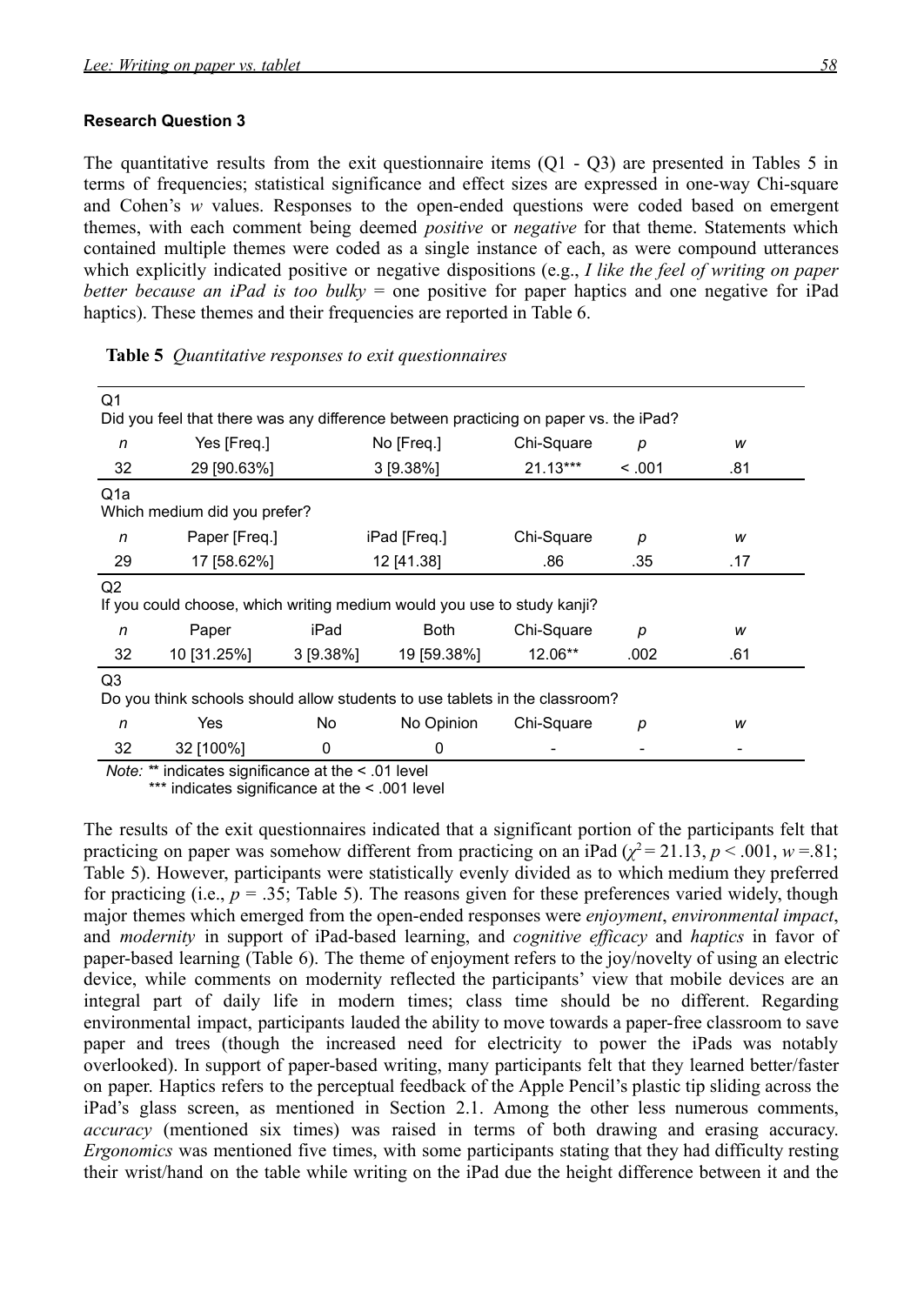### Research Question 3

The quantitative results from the exit questionnaire items (Q1 - Q3) are presented in Tables 5 in terms of frequencies; statistical significance and effect sizes are expressed in one-way Chi-square and Cohen's *w* values. Responses to the open-ended questions were coded based on emergent themes, with each comment being deemed *positive* or *negative* for that theme. Statements which contained multiple themes were coded as a single instance of each, as were compound utterances which explicitly indicated positive or negative dispositions (e.g., *I like the feel of writing on paper better because an iPad is too bulky* = one positive for paper haptics and one negative for iPad haptics). These themes and their frequencies are reported in Table 6.

**Table 5** *Quantitative responses to exit questionnaires*

| | | | | | | |
|---|---|---|---|---|---|---|
| **Q1** Did you feel that there was any difference between practicing on paper vs. the iPad? | | | | | | |
| *n* | Yes [Freq.] | | No [Freq.] | Chi-Square | *p* | *w* |
| 32 | 29 [90.63%] | | 3 [9.38%] | 21.13*** | < .001 | .81 |
| **Q1a** Which medium did you prefer? | | | | | | |
| *n* | Paper [Freq.] | | iPad [Freq.] | Chi-Square | *p* | *w* |
| 29 | 17 [58.62%] | | 12 [41.38] | .86 | .35 | .17 |
| **Q2** If you could choose, which writing medium would you use to study kanji? | | | | | | |
| *n* | Paper | iPad | Both | Chi-Square | *p* | *w* |
| 32 | 10 [31.25%] | 3 [9.38%] | 19 [59.38%] | 12.06** | .002 | .61 |
| **Q3** Do you think schools should allow students to use tablets in the classroom? | | | | | | |
| *n* | Yes | No | No Opinion | Chi-Square | *p* | *w* |
| 32 | 32 [100%] | 0 | 0 | - | - | - |

*Note:* ** indicates significance at the < .01 level
*** indicates significance at the < .001 level

The results of the exit questionnaires indicated that a significant portion of the participants felt that practicing on paper was somehow different from practicing on an iPad ($\chi^2 = 21.13$, $p < .001$, $w = .81$; Table 5). However, participants were statistically evenly divided as to which medium they preferred for practicing (i.e., $p = .35$; Table 5). The reasons given for these preferences varied widely, though major themes which emerged from the open-ended responses were *enjoyment*, *environmental impact*, and *modernity* in support of iPad-based learning, and *cognitive efficacy* and *haptics* in favor of paper-based learning (Table 6). The theme of enjoyment refers to the joy/novelty of using an electric device, while comments on modernity reflected the participants' view that mobile devices are an integral part of daily life in modern times; class time should be no different. Regarding environmental impact, participants lauded the ability to move towards a paper-free classroom to save paper and trees (though the increased need for electricity to power the iPads was notably overlooked). In support of paper-based writing, many participants felt that they learned better/faster on paper. Haptics refers to the perceptual feedback of the Apple Pencil's plastic tip sliding across the iPad's glass screen, as mentioned in Section 2.1. Among the other less numerous comments, *accuracy* (mentioned six times) was raised in terms of both drawing and erasing accuracy. *Ergonomics* was mentioned five times, with some participants stating that they had difficulty resting their wrist/hand on the table while writing on the iPad due the height difference between it and the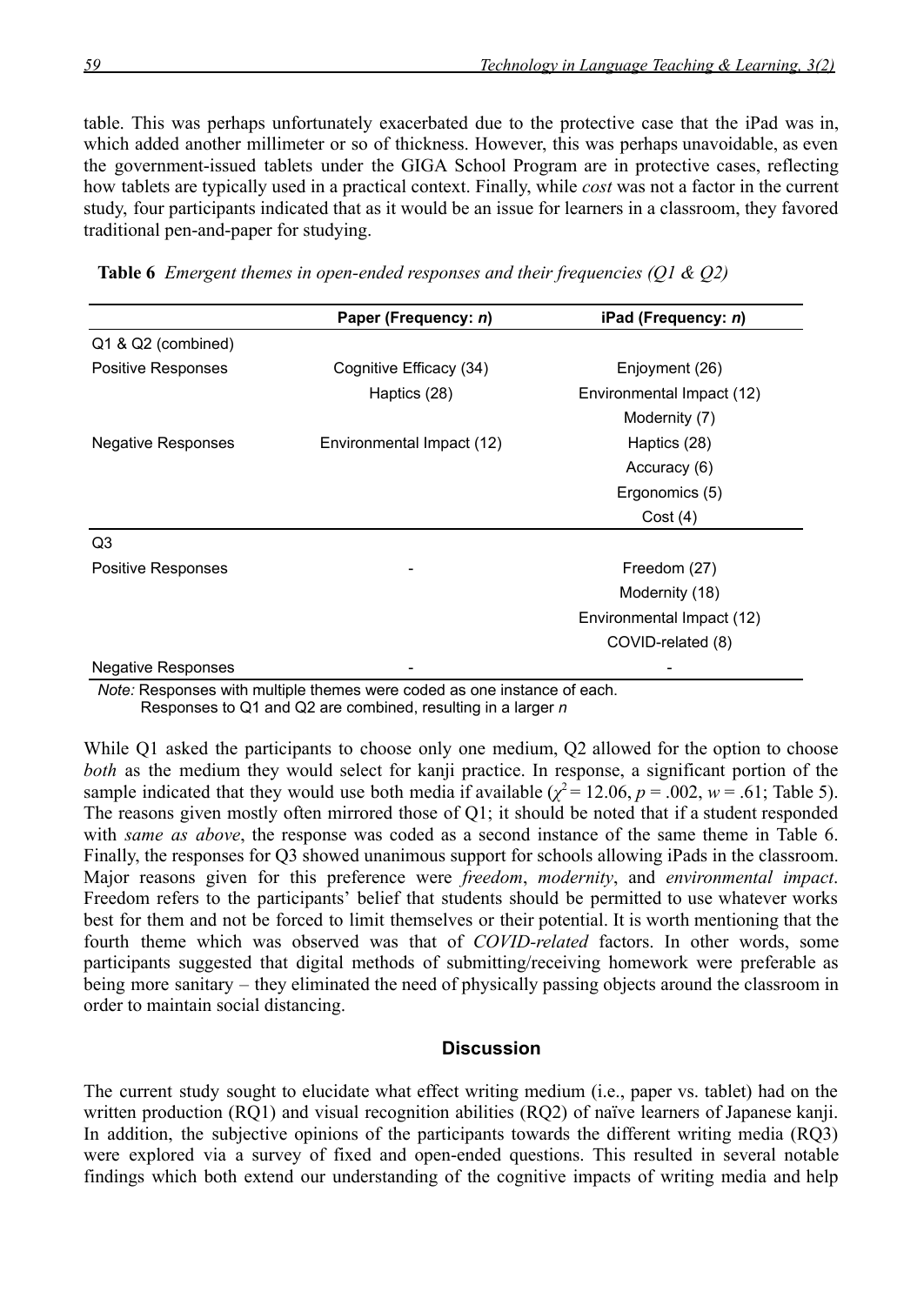table. This was perhaps unfortunately exacerbated due to the protective case that the iPad was in, which added another millimeter or so of thickness. However, this was perhaps unavoidable, as even the government-issued tablets under the GIGA School Program are in protective cases, reflecting how tablets are typically used in a practical context. Finally, while *cost* was not a factor in the current study, four participants indicated that as it would be an issue for learners in a classroom, they favored traditional pen-and-paper for studying.

**Table 6** *Emergent themes in open-ended responses and their frequencies (Q1 & Q2)*

| | **Paper (Frequency: *n*)** | **iPad (Frequency: *n*)** |
|---|---|---|
| Q1 & Q2 (combined) | | |
| Positive Responses | Cognitive Efficacy (34) | Enjoyment (26) |
| | Haptics (28) | Environmental Impact (12) |
| | | Modernity (7) |
| Negative Responses | Environmental Impact (12) | Haptics (28) |
| | | Accuracy (6) |
| | | Ergonomics (5) |
| | | Cost (4) |
| Q3 | | |
| Positive Responses | - | Freedom (27) |
| | | Modernity (18) |
| | | Environmental Impact (12) |
| | | COVID-related (8) |
| Negative Responses | - | - |

*Note:* Responses with multiple themes were coded as one instance of each.
Responses to Q1 and Q2 are combined, resulting in a larger *n*

While Q1 asked the participants to choose only one medium, Q2 allowed for the option to choose *both* as the medium they would select for kanji practice. In response, a significant portion of the sample indicated that they would use both media if available ($\chi^2 = 12.06$, $p = .002$, $w = .61$; Table 5). The reasons given mostly often mirrored those of Q1; it should be noted that if a student responded with *same as above*, the response was coded as a second instance of the same theme in Table 6. Finally, the responses for Q3 showed unanimous support for schools allowing iPads in the classroom. Major reasons given for this preference were *freedom*, *modernity*, and *environmental impact*. Freedom refers to the participants' belief that students should be permitted to use whatever works best for them and not be forced to limit themselves or their potential. It is worth mentioning that the fourth theme which was observed was that of *COVID-related* factors. In other words, some participants suggested that digital methods of submitting/receiving homework were preferable as being more sanitary – they eliminated the need of physically passing objects around the classroom in order to maintain social distancing.

## Discussion

The current study sought to elucidate what effect writing medium (i.e., paper vs. tablet) had on the written production (RQ1) and visual recognition abilities (RQ2) of naïve learners of Japanese kanji. In addition, the subjective opinions of the participants towards the different writing media (RQ3) were explored via a survey of fixed and open-ended questions. This resulted in several notable findings which both extend our understanding of the cognitive impacts of writing media and help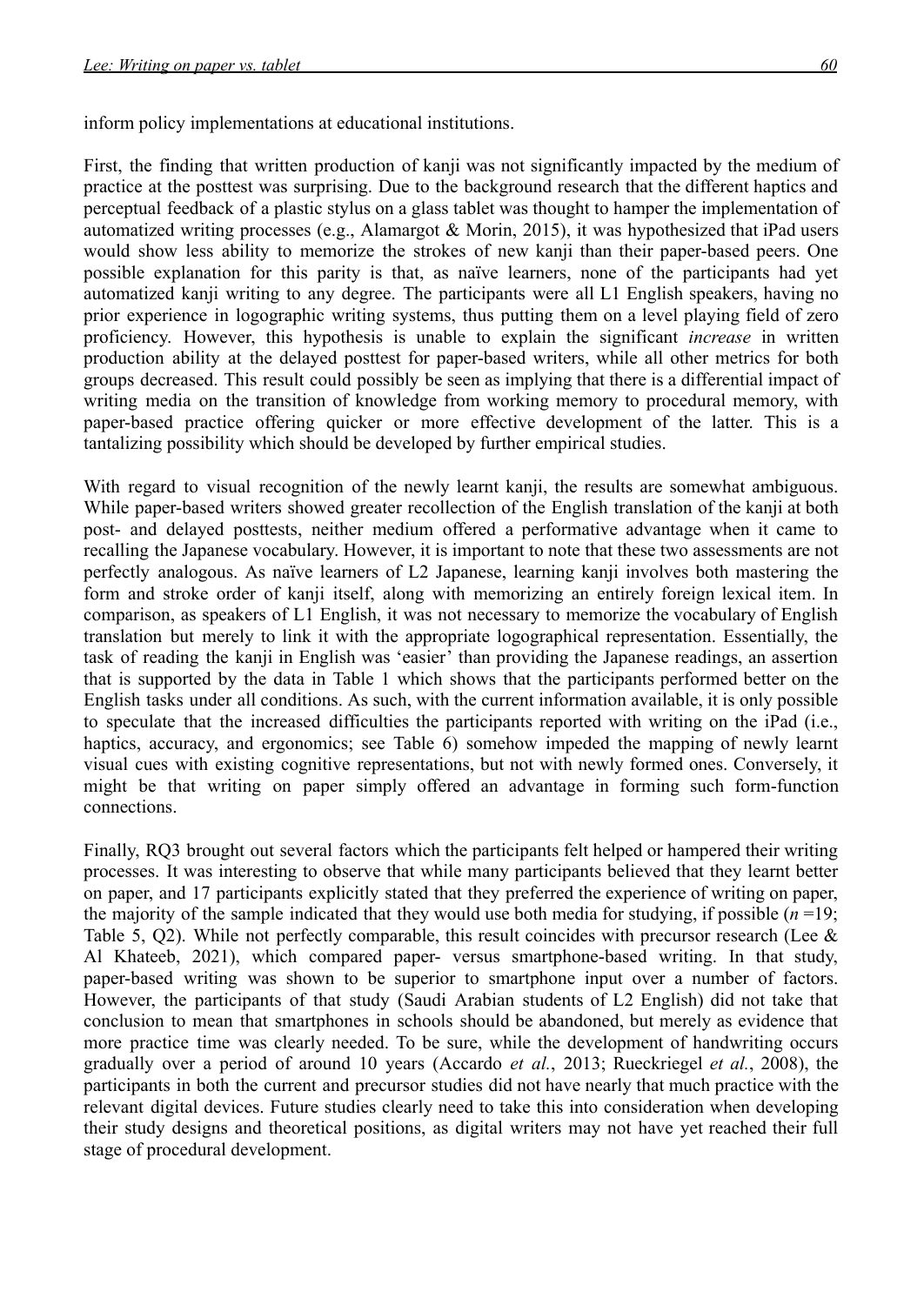inform policy implementations at educational institutions.

First, the finding that written production of kanji was not significantly impacted by the medium of practice at the posttest was surprising. Due to the background research that the different haptics and perceptual feedback of a plastic stylus on a glass tablet was thought to hamper the implementation of automatized writing processes (e.g., Alamargot & Morin, 2015), it was hypothesized that iPad users would show less ability to memorize the strokes of new kanji than their paper-based peers. One possible explanation for this parity is that, as naïve learners, none of the participants had yet automatized kanji writing to any degree. The participants were all L1 English speakers, having no prior experience in logographic writing systems, thus putting them on a level playing field of zero proficiency. However, this hypothesis is unable to explain the significant *increase* in written production ability at the delayed posttest for paper-based writers, while all other metrics for both groups decreased. This result could possibly be seen as implying that there is a differential impact of writing media on the transition of knowledge from working memory to procedural memory, with paper-based practice offering quicker or more effective development of the latter. This is a tantalizing possibility which should be developed by further empirical studies.

With regard to visual recognition of the newly learnt kanji, the results are somewhat ambiguous. While paper-based writers showed greater recollection of the English translation of the kanji at both post- and delayed posttests, neither medium offered a performative advantage when it came to recalling the Japanese vocabulary. However, it is important to note that these two assessments are not perfectly analogous. As naïve learners of L2 Japanese, learning kanji involves both mastering the form and stroke order of kanji itself, along with memorizing an entirely foreign lexical item. In comparison, as speakers of L1 English, it was not necessary to memorize the vocabulary of English translation but merely to link it with the appropriate logographical representation. Essentially, the task of reading the kanji in English was 'easier' than providing the Japanese readings, an assertion that is supported by the data in Table 1 which shows that the participants performed better on the English tasks under all conditions. As such, with the current information available, it is only possible to speculate that the increased difficulties the participants reported with writing on the iPad (i.e., haptics, accuracy, and ergonomics; see Table 6) somehow impeded the mapping of newly learnt visual cues with existing cognitive representations, but not with newly formed ones. Conversely, it might be that writing on paper simply offered an advantage in forming such form-function connections.

Finally, RQ3 brought out several factors which the participants felt helped or hampered their writing processes. It was interesting to observe that while many participants believed that they learnt better on paper, and 17 participants explicitly stated that they preferred the experience of writing on paper, the majority of the sample indicated that they would use both media for studying, if possible ($n$ =19; Table 5, Q2). While not perfectly comparable, this result coincides with precursor research (Lee & Al Khateeb, 2021), which compared paper- versus smartphone-based writing. In that study, paper-based writing was shown to be superior to smartphone input over a number of factors. However, the participants of that study (Saudi Arabian students of L2 English) did not take that conclusion to mean that smartphones in schools should be abandoned, but merely as evidence that more practice time was clearly needed. To be sure, while the development of handwriting occurs gradually over a period of around 10 years (Accardo *et al.*, 2013; Rueckriegel *et al.*, 2008), the participants in both the current and precursor studies did not have nearly that much practice with the relevant digital devices. Future studies clearly need to take this into consideration when developing their study designs and theoretical positions, as digital writers may not have yet reached their full stage of procedural development.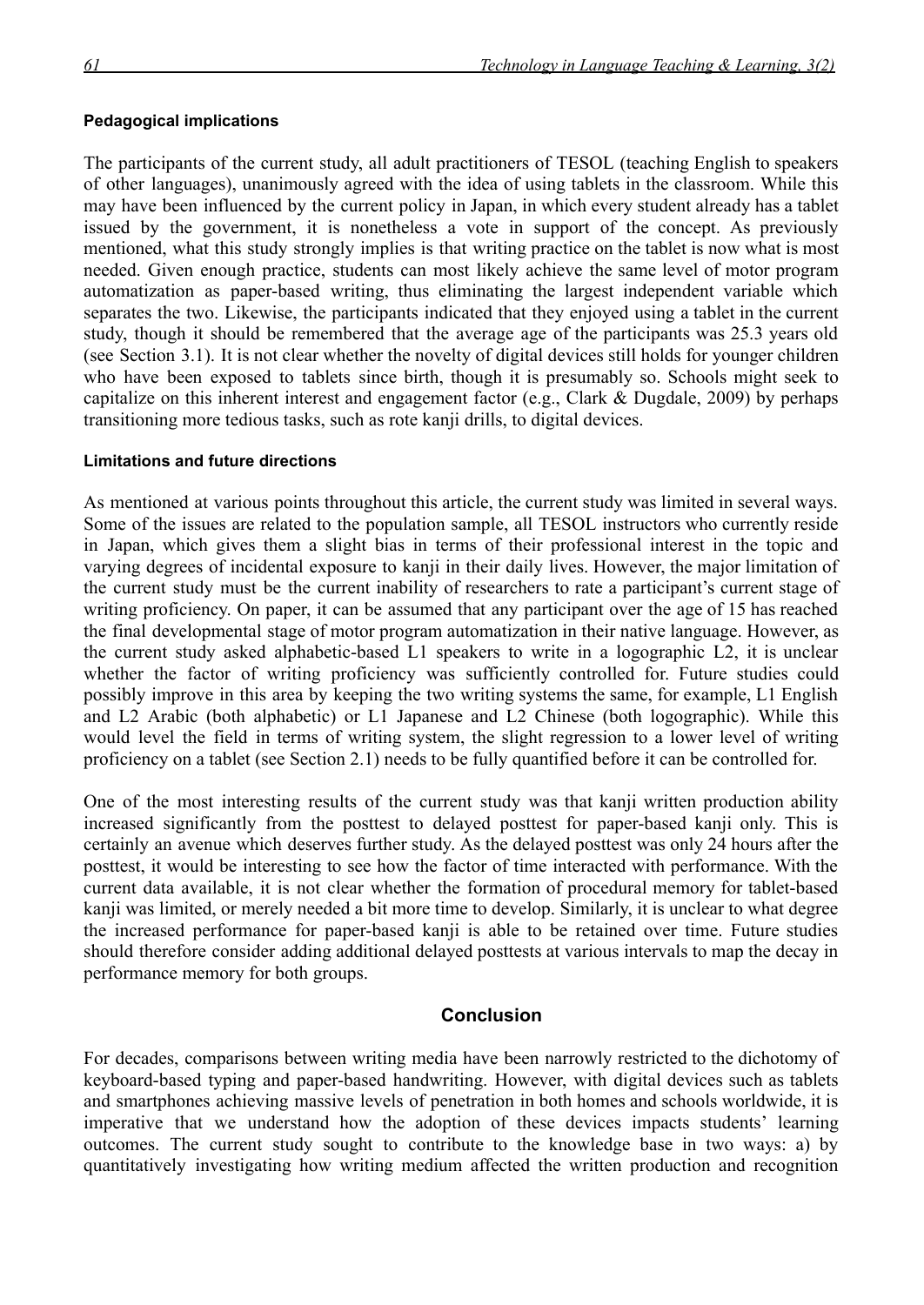### Pedagogical implications

The participants of the current study, all adult practitioners of TESOL (teaching English to speakers of other languages), unanimously agreed with the idea of using tablets in the classroom. While this may have been influenced by the current policy in Japan, in which every student already has a tablet issued by the government, it is nonetheless a vote in support of the concept. As previously mentioned, what this study strongly implies is that writing practice on the tablet is now what is most needed. Given enough practice, students can most likely achieve the same level of motor program automatization as paper-based writing, thus eliminating the largest independent variable which separates the two. Likewise, the participants indicated that they enjoyed using a tablet in the current study, though it should be remembered that the average age of the participants was 25.3 years old (see Section 3.1). It is not clear whether the novelty of digital devices still holds for younger children who have been exposed to tablets since birth, though it is presumably so. Schools might seek to capitalize on this inherent interest and engagement factor (e.g., Clark & Dugdale, 2009) by perhaps transitioning more tedious tasks, such as rote kanji drills, to digital devices.

### Limitations and future directions

As mentioned at various points throughout this article, the current study was limited in several ways. Some of the issues are related to the population sample, all TESOL instructors who currently reside in Japan, which gives them a slight bias in terms of their professional interest in the topic and varying degrees of incidental exposure to kanji in their daily lives. However, the major limitation of the current study must be the current inability of researchers to rate a participant's current stage of writing proficiency. On paper, it can be assumed that any participant over the age of 15 has reached the final developmental stage of motor program automatization in their native language. However, as the current study asked alphabetic-based L1 speakers to write in a logographic L2, it is unclear whether the factor of writing proficiency was sufficiently controlled for. Future studies could possibly improve in this area by keeping the two writing systems the same, for example, L1 English and L2 Arabic (both alphabetic) or L1 Japanese and L2 Chinese (both logographic). While this would level the field in terms of writing system, the slight regression to a lower level of writing proficiency on a tablet (see Section 2.1) needs to be fully quantified before it can be controlled for.

One of the most interesting results of the current study was that kanji written production ability increased significantly from the posttest to delayed posttest for paper-based kanji only. This is certainly an avenue which deserves further study. As the delayed posttest was only 24 hours after the posttest, it would be interesting to see how the factor of time interacted with performance. With the current data available, it is not clear whether the formation of procedural memory for tablet-based kanji was limited, or merely needed a bit more time to develop. Similarly, it is unclear to what degree the increased performance for paper-based kanji is able to be retained over time. Future studies should therefore consider adding additional delayed posttests at various intervals to map the decay in performance memory for both groups.

## Conclusion

For decades, comparisons between writing media have been narrowly restricted to the dichotomy of keyboard-based typing and paper-based handwriting. However, with digital devices such as tablets and smartphones achieving massive levels of penetration in both homes and schools worldwide, it is imperative that we understand how the adoption of these devices impacts students' learning outcomes. The current study sought to contribute to the knowledge base in two ways: a) by quantitatively investigating how writing medium affected the written production and recognition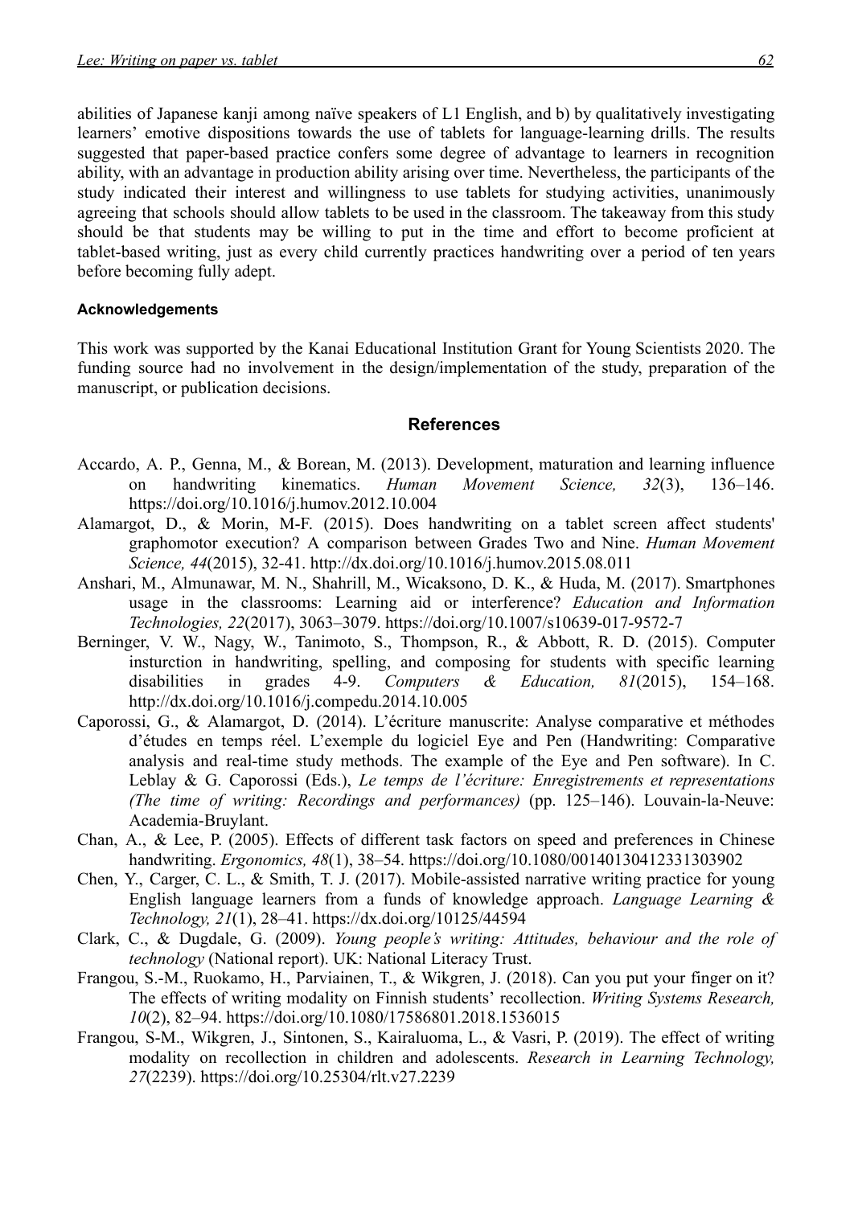abilities of Japanese kanji among naïve speakers of L1 English, and b) by qualitatively investigating learners' emotive dispositions towards the use of tablets for language-learning drills. The results suggested that paper-based practice confers some degree of advantage to learners in recognition ability, with an advantage in production ability arising over time. Nevertheless, the participants of the study indicated their interest and willingness to use tablets for studying activities, unanimously agreeing that schools should allow tablets to be used in the classroom. The takeaway from this study should be that students may be willing to put in the time and effort to become proficient at tablet-based writing, just as every child currently practices handwriting over a period of ten years before becoming fully adept.

#### Acknowledgements

This work was supported by the Kanai Educational Institution Grant for Young Scientists 2020. The funding source had no involvement in the design/implementation of the study, preparation of the manuscript, or publication decisions.

## References

Accardo, A. P., Genna, M., & Borean, M. (2013). Development, maturation and learning influence on handwriting kinematics. *Human Movement Science, 32*(3), 136–146. https://doi.org/10.1016/j.humov.2012.10.004

Alamargot, D., & Morin, M-F. (2015). Does handwriting on a tablet screen affect students' graphomotor execution? A comparison between Grades Two and Nine. *Human Movement Science, 44*(2015), 32-41. http://dx.doi.org/10.1016/j.humov.2015.08.011

Anshari, M., Almunawar, M. N., Shahrill, M., Wicaksono, D. K., & Huda, M. (2017). Smartphones usage in the classrooms: Learning aid or interference? *Education and Information Technologies, 22*(2017), 3063–3079. https://doi.org/10.1007/s10639-017-9572-7

Berninger, V. W., Nagy, W., Tanimoto, S., Thompson, R., & Abbott, R. D. (2015). Computer insturction in handwriting, spelling, and composing for students with specific learning disabilities in grades 4-9. *Computers & Education, 81*(2015), 154–168. http://dx.doi.org/10.1016/j.compedu.2014.10.005

Caporossi, G., & Alamargot, D. (2014). L'écriture manuscrite: Analyse comparative et méthodes d'études en temps réel. L'exemple du logiciel Eye and Pen (Handwriting: Comparative analysis and real-time study methods. The example of the Eye and Pen software). In C. Leblay & G. Caporossi (Eds.), *Le temps de l'écriture: Enregistrements et representations (The time of writing: Recordings and performances)* (pp. 125–146). Louvain-la-Neuve: Academia-Bruylant.

Chan, A., & Lee, P. (2005). Effects of different task factors on speed and preferences in Chinese handwriting. *Ergonomics, 48*(1), 38–54. https://doi.org/10.1080/00140130412331303902

Chen, Y., Carger, C. L., & Smith, T. J. (2017). Mobile-assisted narrative writing practice for young English language learners from a funds of knowledge approach. *Language Learning & Technology, 21*(1), 28–41. https://dx.doi.org/10125/44594

Clark, C., & Dugdale, G. (2009). *Young people's writing: Attitudes, behaviour and the role of technology* (National report). UK: National Literacy Trust.

Frangou, S.-M., Ruokamo, H., Parviainen, T., & Wikgren, J. (2018). Can you put your finger on it? The effects of writing modality on Finnish students' recollection. *Writing Systems Research, 10*(2), 82–94. https://doi.org/10.1080/17586801.2018.1536015

Frangou, S-M., Wikgren, J., Sintonen, S., Kairaluoma, L., & Vasri, P. (2019). The effect of writing modality on recollection in children and adolescents. *Research in Learning Technology, 27*(2239). https://doi.org/10.25304/rlt.v27.2239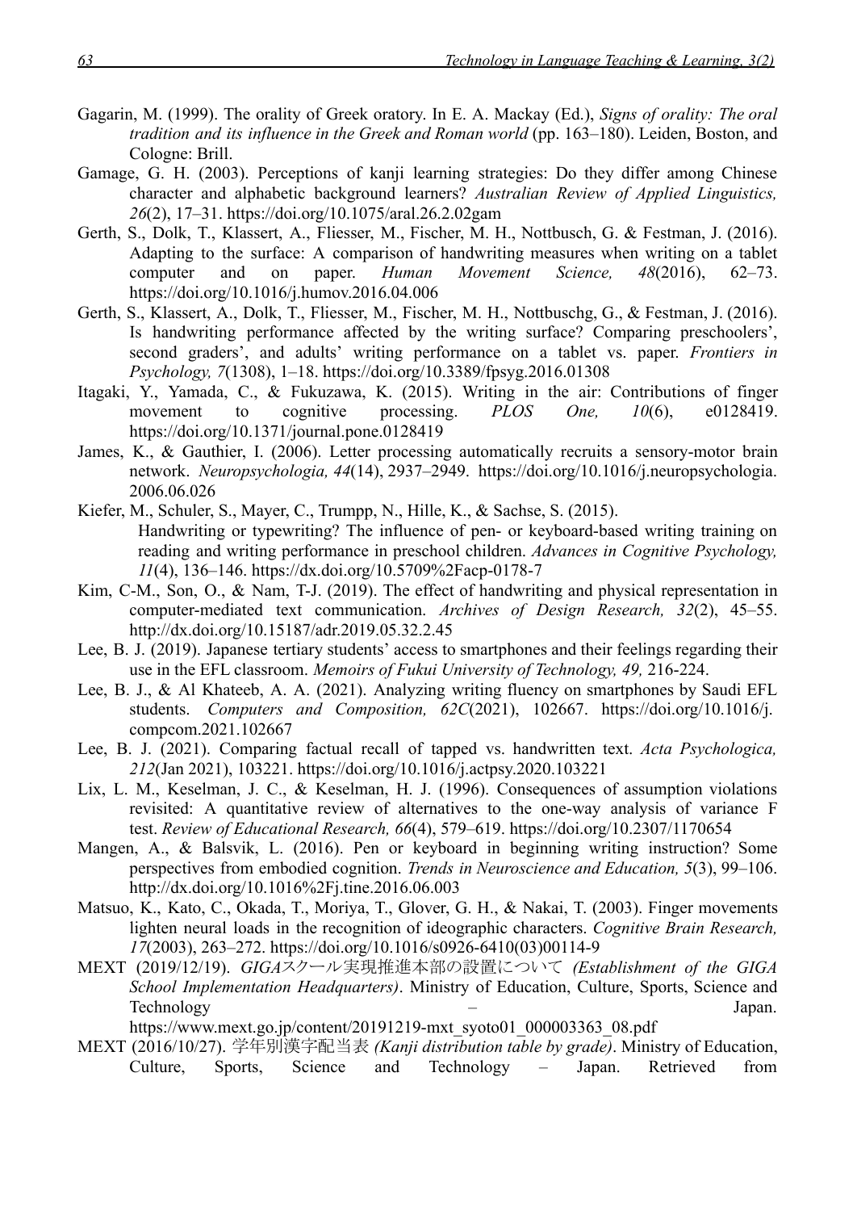Gagarin, M. (1999). The orality of Greek oratory. In E. A. Mackay (Ed.), *Signs of orality: The oral tradition and its influence in the Greek and Roman world* (pp. 163–180). Leiden, Boston, and Cologne: Brill.

Gamage, G. H. (2003). Perceptions of kanji learning strategies: Do they differ among Chinese character and alphabetic background learners? *Australian Review of Applied Linguistics, 26*(2), 17–31. https://doi.org/10.1075/aral.26.2.02gam

Gerth, S., Dolk, T., Klassert, A., Fliesser, M., Fischer, M. H., Nottbusch, G. & Festman, J. (2016). Adapting to the surface: A comparison of handwriting measures when writing on a tablet computer and on paper. *Human Movement Science, 48*(2016), 62–73. https://doi.org/10.1016/j.humov.2016.04.006

Gerth, S., Klassert, A., Dolk, T., Fliesser, M., Fischer, M. H., Nottbuschg, G., & Festman, J. (2016). Is handwriting performance affected by the writing surface? Comparing preschoolers', second graders', and adults' writing performance on a tablet vs. paper. *Frontiers in Psychology, 7*(1308), 1–18. https://doi.org/10.3389/fpsyg.2016.01308

Itagaki, Y., Yamada, C., & Fukuzawa, K. (2015). Writing in the air: Contributions of finger movement to cognitive processing. *PLOS One, 10*(6), e0128419. https://doi.org/10.1371/journal.pone.0128419

James, K., & Gauthier, I. (2006). Letter processing automatically recruits a sensory-motor brain network. *Neuropsychologia, 44*(14), 2937–2949. https://doi.org/10.1016/j.neuropsychologia.2006.06.026

Kiefer, M., Schuler, S., Mayer, C., Trumpp, N., Hille, K., & Sachse, S. (2015). Handwriting or typewriting? The influence of pen- or keyboard-based writing training on reading and writing performance in preschool children. *Advances in Cognitive Psychology, 11*(4), 136–146. https://dx.doi.org/10.5709%2Facp-0178-7

Kim, C-M., Son, O., & Nam, T-J. (2019). The effect of handwriting and physical representation in computer-mediated text communication. *Archives of Design Research, 32*(2), 45–55. http://dx.doi.org/10.15187/adr.2019.05.32.2.45

Lee, B. J. (2019). Japanese tertiary students' access to smartphones and their feelings regarding their use in the EFL classroom. *Memoirs of Fukui University of Technology, 49,* 216-224.

Lee, B. J., & Al Khateeb, A. A. (2021). Analyzing writing fluency on smartphones by Saudi EFL students. *Computers and Composition, 62C*(2021), 102667. https://doi.org/10.1016/j.compcom.2021.102667

Lee, B. J. (2021). Comparing factual recall of tapped vs. handwritten text. *Acta Psychologica, 212*(Jan 2021), 103221. https://doi.org/10.1016/j.actpsy.2020.103221

Lix, L. M., Keselman, J. C., & Keselman, H. J. (1996). Consequences of assumption violations revisited: A quantitative review of alternatives to the one-way analysis of variance F test. *Review of Educational Research, 66*(4), 579–619. https://doi.org/10.2307/1170654

Mangen, A., & Balsvik, L. (2016). Pen or keyboard in beginning writing instruction? Some perspectives from embodied cognition. *Trends in Neuroscience and Education, 5*(3), 99–106. http://dx.doi.org/10.1016%2Fj.tine.2016.06.003

Matsuo, K., Kato, C., Okada, T., Moriya, T., Glover, G. H., & Nakai, T. (2003). Finger movements lighten neural loads in the recognition of ideographic characters. *Cognitive Brain Research, 17*(2003), 263–272. https://doi.org/10.1016/s0926-6410(03)00114-9

MEXT (2019/12/19). *GIGAスクール実現推進本部の設置について (Establishment of the GIGA School Implementation Headquarters)*. Ministry of Education, Culture, Sports, Science and Technology – Japan. https://www.mext.go.jp/content/20191219-mxt_syoto01_000003363_08.pdf

MEXT (2016/10/27). 学年別漢字配当表 *(Kanji distribution table by grade)*. Ministry of Education, Culture, Sports, Science and Technology – Japan. Retrieved from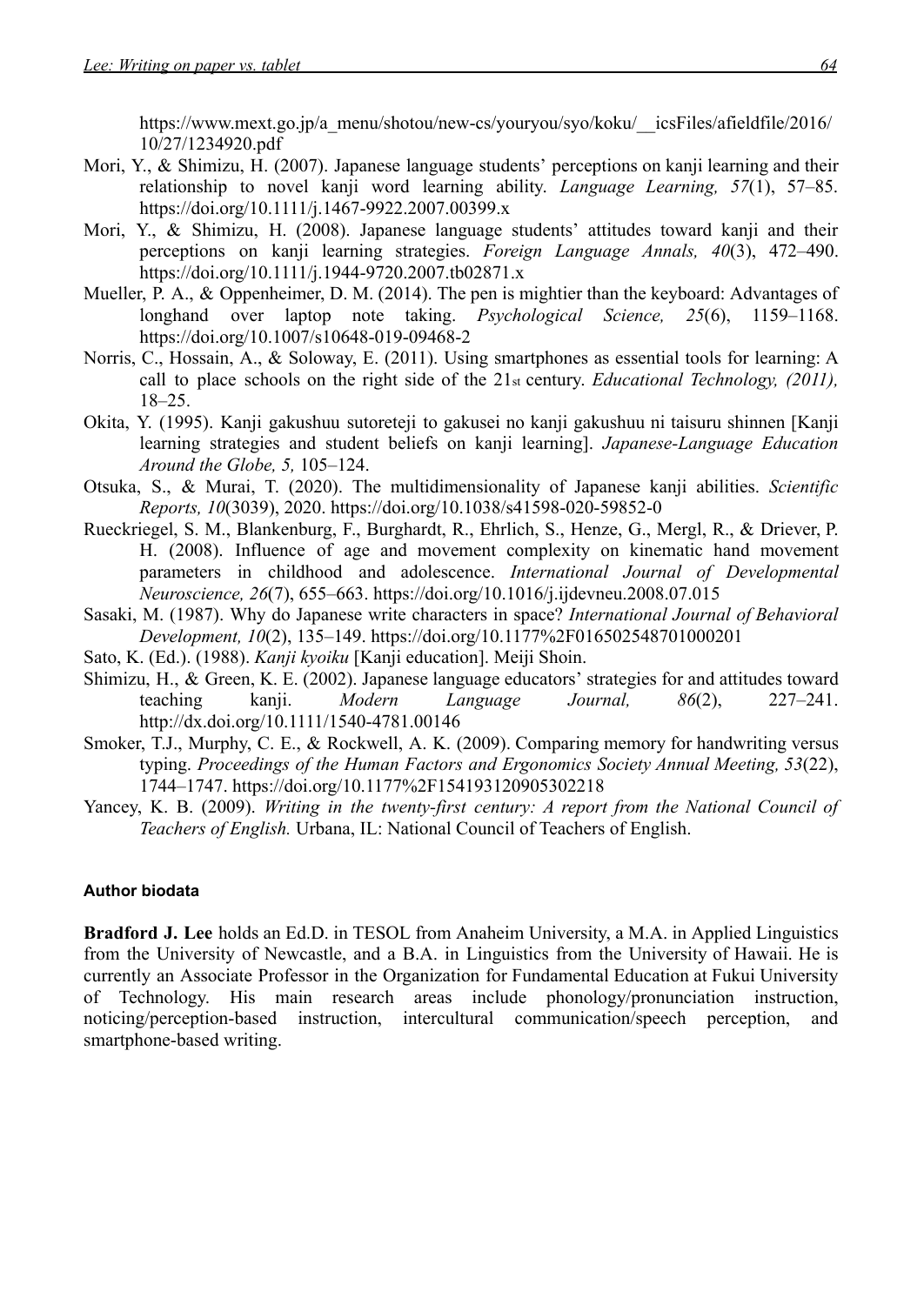https://www.mext.go.jp/a_menu/shotou/new-cs/youryou/syo/koku/__icsFiles/afieldfile/2016/10/27/1234920.pdf

Mori, Y., & Shimizu, H. (2007). Japanese language students' perceptions on kanji learning and their relationship to novel kanji word learning ability. *Language Learning, 57*(1), 57–85. https://doi.org/10.1111/j.1467-9922.2007.00399.x

Mori, Y., & Shimizu, H. (2008). Japanese language students' attitudes toward kanji and their perceptions on kanji learning strategies. *Foreign Language Annals, 40*(3), 472–490. https://doi.org/10.1111/j.1944-9720.2007.tb02871.x

Mueller, P. A., & Oppenheimer, D. M. (2014). The pen is mightier than the keyboard: Advantages of longhand over laptop note taking. *Psychological Science, 25*(6), 1159–1168. https://doi.org/10.1007/s10648-019-09468-2

Norris, C., Hossain, A., & Soloway, E. (2011). Using smartphones as essential tools for learning: A call to place schools on the right side of the 21st century. *Educational Technology, (2011),* 18–25.

Okita, Y. (1995). Kanji gakushuu sutoreteji to gakusei no kanji gakushuu ni taisuru shinnen [Kanji learning strategies and student beliefs on kanji learning]. *Japanese-Language Education Around the Globe, 5,* 105–124.

Otsuka, S., & Murai, T. (2020). The multidimensionality of Japanese kanji abilities. *Scientific Reports, 10*(3039), 2020. https://doi.org/10.1038/s41598-020-59852-0

Rueckriegel, S. M., Blankenburg, F., Burghardt, R., Ehrlich, S., Henze, G., Mergl, R., & Driever, P. H. (2008). Influence of age and movement complexity on kinematic hand movement parameters in childhood and adolescence. *International Journal of Developmental Neuroscience, 26*(7), 655–663. https://doi.org/10.1016/j.ijdevneu.2008.07.015

Sasaki, M. (1987). Why do Japanese write characters in space? *International Journal of Behavioral Development, 10*(2), 135–149. https://doi.org/10.1177%2F016502548701000201

Sato, K. (Ed.). (1988). *Kanji kyoiku* [Kanji education]. Meiji Shoin.

Shimizu, H., & Green, K. E. (2002). Japanese language educators' strategies for and attitudes toward teaching kanji. *Modern Language Journal, 86*(2), 227–241. http://dx.doi.org/10.1111/1540-4781.00146

Smoker, T.J., Murphy, C. E., & Rockwell, A. K. (2009). Comparing memory for handwriting versus typing. *Proceedings of the Human Factors and Ergonomics Society Annual Meeting, 53*(22), 1744–1747. https://doi.org/10.1177%2F154193120905302218

Yancey, K. B. (2009). *Writing in the twenty-first century: A report from the National Council of Teachers of English.* Urbana, IL: National Council of Teachers of English.

#### Author biodata

**Bradford J. Lee** holds an Ed.D. in TESOL from Anaheim University, a M.A. in Applied Linguistics from the University of Newcastle, and a B.A. in Linguistics from the University of Hawaii. He is currently an Associate Professor in the Organization for Fundamental Education at Fukui University of Technology. His main research areas include phonology/pronunciation instruction, noticing/perception-based instruction, intercultural communication/speech perception, and smartphone-based writing.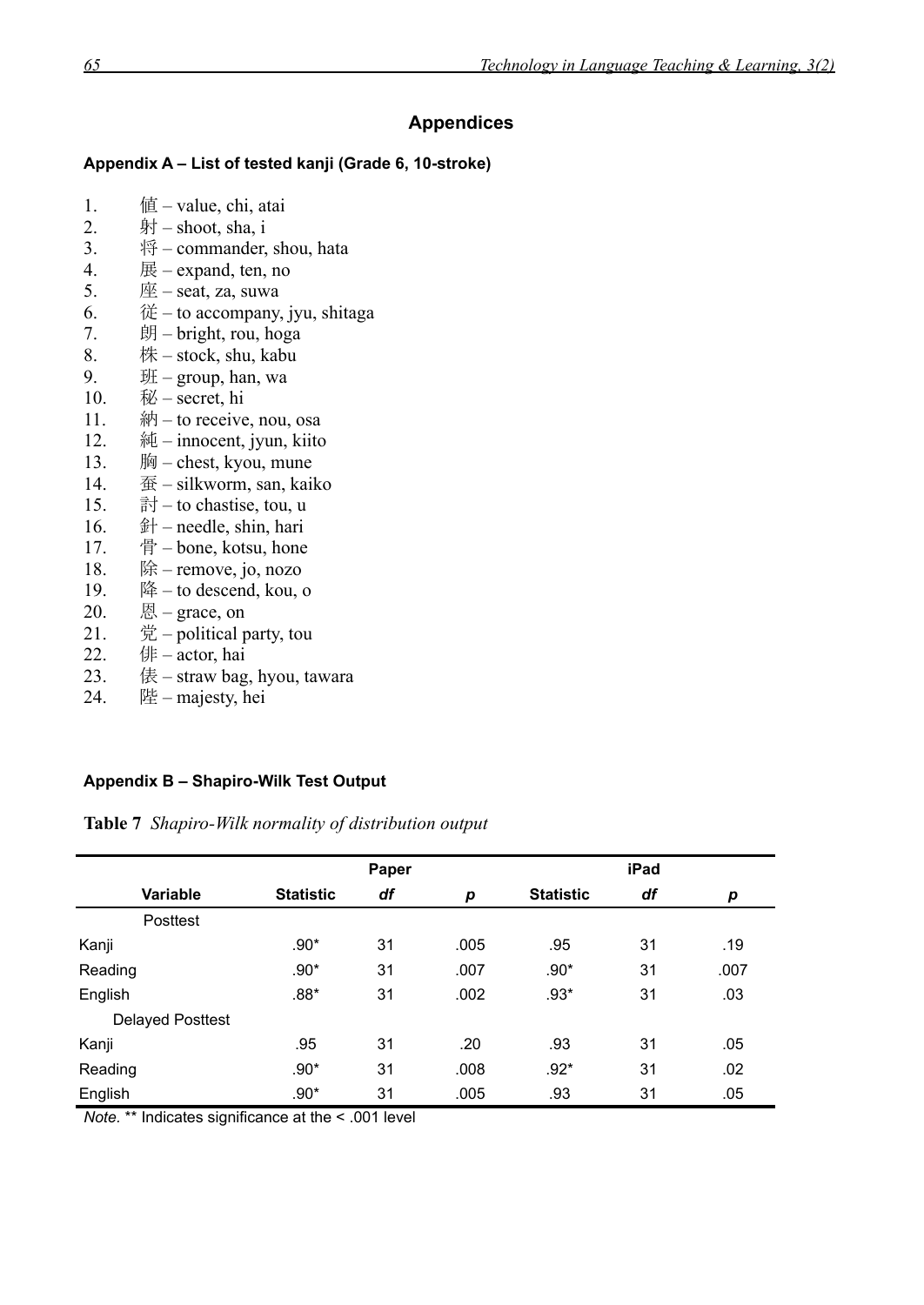# Appendices

## Appendix A – List of tested kanji (Grade 6, 10-stroke)

1. 値 – value, chi, atai
2. 射 – shoot, sha, i
3. 将 – commander, shou, hata
4. 展 – expand, ten, no
5. 座 – seat, za, suwa
6. 従 – to accompany, jyu, shitaga
7. 朗 – bright, rou, hoga
8. 株 – stock, shu, kabu
9. 班 – group, han, wa
10. 秘 – secret, hi
11. 納 – to receive, nou, osa
12. 純 – innocent, jyun, kiito
13. 胸 – chest, kyou, mune
14. 蚕 – silkworm, san, kaiko
15. 討 – to chastise, tou, u
16. 針 – needle, shin, hari
17. 骨 – bone, kotsu, hone
18. 除 – remove, jo, nozo
19. 降 – to descend, kou, o
20. 恩 – grace, on
21. 党 – political party, tou
22. 俳 – actor, hai
23. 俵 – straw bag, hyou, tawara
24. 陛 – majesty, hei

## Appendix B – Shapiro-Wilk Test Output

**Table 7** *Shapiro-Wilk normality of distribution output*

| | Paper | | | iPad | | |
|---|---|---|---|---|---|---|
| **Variable** | **Statistic** | ***df*** | ***p*** | **Statistic** | ***df*** | ***p*** |
| Posttest | | | | | | |
| Kanji | .90* | 31 | .005 | .95 | 31 | .19 |
| Reading | .90* | 31 | .007 | .90* | 31 | .007 |
| English | .88* | 31 | .002 | .93* | 31 | .03 |
| Delayed Posttest | | | | | | |
| Kanji | .95 | 31 | .20 | .93 | 31 | .05 |
| Reading | .90* | 31 | .008 | .92* | 31 | .02 |
| English | .90* | 31 | .005 | .93 | 31 | .05 |

*Note.* ** Indicates significance at the < .001 level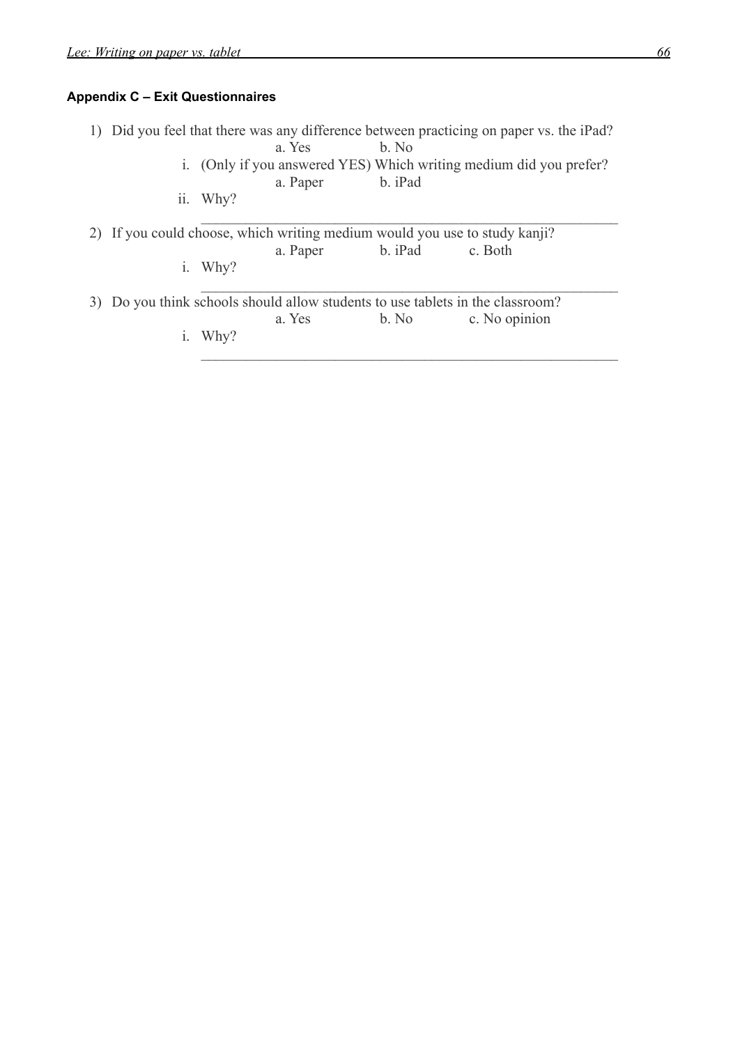### Appendix C – Exit Questionnaires

1) Did you feel that there was any difference between practicing on paper vs. the iPad?

   a. Yes    b. No

   i. (Only if you answered YES) Which writing medium did you prefer?

      a. Paper    b. iPad

   ii. Why?

      ___________________________________________________________

2) If you could choose, which writing medium would you use to study kanji?

   a. Paper    b. iPad    c. Both

   i. Why?

      ___________________________________________________________

3) Do you think schools should allow students to use tablets in the classroom?

   a. Yes    b. No    c. No opinion

   i. Why?

      ___________________________________________________________